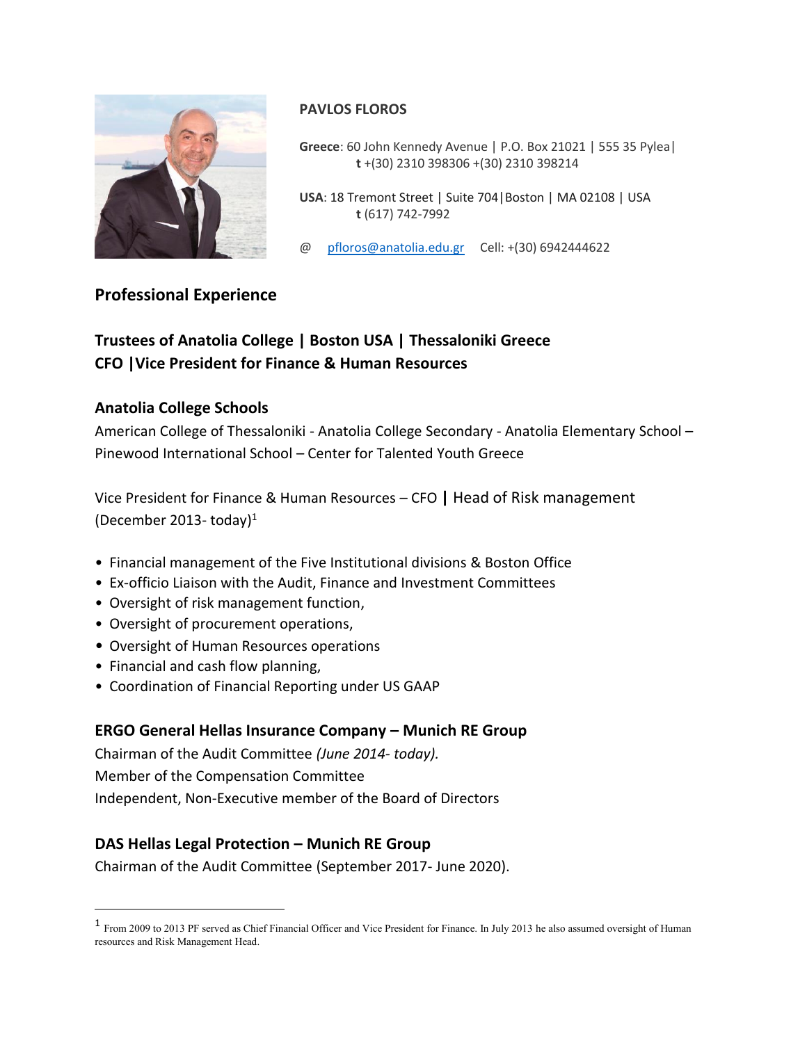**PAVLOS FLOROS**

**Greece**: 60 John Kennedy Avenue | P.O. Box 21021 | 555 35 Pylea|
**t** +(30) 2310 398306 +(30) 2310 398214

**USA**: 18 Tremont Street | Suite 704|Boston | MA 02108 | USA
**t** (617) 742-7992

@ pfloros@anatolia.edu.gr Cell: +(30) 6942444622

## Professional Experience

### Trustees of Anatolia College | Boston USA | Thessaloniki Greece
### CFO |Vice President for Finance & Human Resources

### Anatolia College Schools

American College of Thessaloniki - Anatolia College Secondary - Anatolia Elementary School – Pinewood International School – Center for Talented Youth Greece

Vice President for Finance & Human Resources – CFO | Head of Risk management (December 2013- today)[1]

- Financial management of the Five Institutional divisions & Boston Office
- Ex-officio Liaison with the Audit, Finance and Investment Committees
- Oversight of risk management function,
- Oversight of procurement operations,
- Oversight of Human Resources operations
- Financial and cash flow planning,
- Coordination of Financial Reporting under US GAAP

### ERGO General Hellas Insurance Company – Munich RE Group

Chairman of the Audit Committee *(June 2014- today).*
Member of the Compensation Committee
Independent, Non-Executive member of the Board of Directors

### DAS Hellas Legal Protection – Munich RE Group

Chairman of the Audit Committee (September 2017- June 2020).

---

[1] From 2009 to 2013 PF served as Chief Financial Officer and Vice President for Finance. In July 2013 he also assumed oversight of Human resources and Risk Management Head.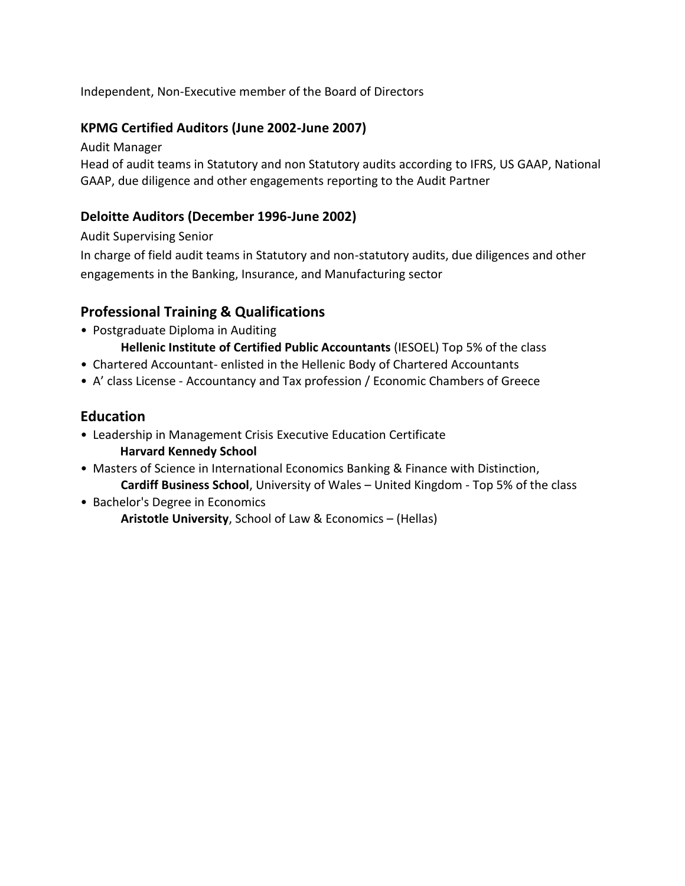Independent, Non-Executive member of the Board of Directors

### KPMG Certified Auditors (June 2002-June 2007)

Audit Manager

Head of audit teams in Statutory and non Statutory audits according to IFRS, US GAAP, National GAAP, due diligence and other engagements reporting to the Audit Partner

### Deloitte Auditors (December 1996-June 2002)

Audit Supervising Senior

In charge of field audit teams in Statutory and non-statutory audits, due diligences and other engagements in the Banking, Insurance, and Manufacturing sector

## Professional Training & Qualifications

- Postgraduate Diploma in Auditing
  **Hellenic Institute of Certified Public Accountants** (IESOEL) Top 5% of the class
- Chartered Accountant- enlisted in the Hellenic Body of Chartered Accountants
- A' class License - Accountancy and Tax profession / Economic Chambers of Greece

## Education

- Leadership in Management Crisis Executive Education Certificate
  **Harvard Kennedy School**
- Masters of Science in International Economics Banking & Finance with Distinction,
  **Cardiff Business School**, University of Wales – United Kingdom - Top 5% of the class
- Bachelor's Degree in Economics
  **Aristotle University**, School of Law & Economics – (Hellas)